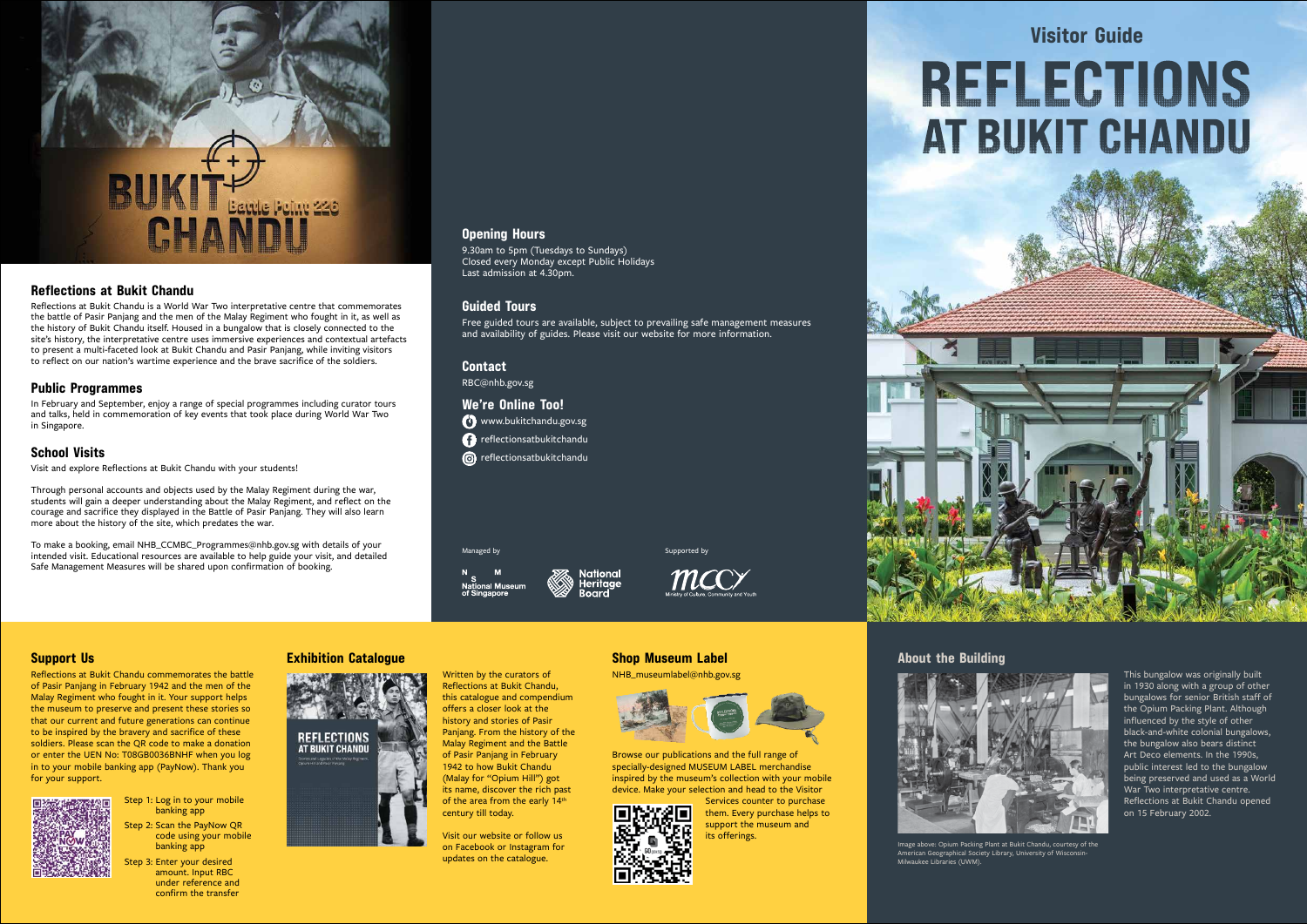# Visitor Guide

# REFLECTIONS AT BUKIT CHANDU

## Reflections at Bukit Chandu

Reflections at Bukit Chandu is a World War Two interpretative centre that commemorates the battle of Pasir Panjang and the men of the Malay Regiment who fought in it, as well as the history of Bukit Chandu itself. Housed in a bungalow that is closely connected to the site's history, the interpretative centre uses immersive experiences and contextual artefacts to present a multi-faceted look at Bukit Chandu and Pasir Panjang, while inviting visitors to reflect on our nation's wartime experience and the brave sacrifice of the soldiers.

## Public Programmes

In February and September, enjoy a range of special programmes including curator tours and talks, held in commemoration of key events that took place during World War Two in Singapore.

## School Visits

Visit and explore Reflections at Bukit Chandu with your students!

Through personal accounts and objects used by the Malay Regiment during the war, students will gain a deeper understanding about the Malay Regiment, and reflect on the courage and sacrifice they displayed in the Battle of Pasir Panjang. They will also learn more about the history of the site, which predates the war.

To make a booking, email NHB_CCMBC_Programmes@nhb.gov.sg with details of your intended visit. Educational resources are available to help guide your visit, and detailed Safe Management Measures will be shared upon confirmation of booking.

## Opening Hours

9.30am to 5pm (Tuesdays to Sundays)
Closed every Monday except Public Holidays
Last admission at 4.30pm.

## Guided Tours

Free guided tours are available, subject to prevailing safe management measures and availability of guides. Please visit our website for more information.

## Contact

RBC@nhb.gov.sg

## We're Online Too!

- www.bukitchandu.gov.sg
- reflectionsatbukitchandu
- reflectionsatbukitchandu

Managed by National Museum of Singapore, National Heritage Board

Supported by Ministry of Culture, Community and Youth

## Support Us

Reflections at Bukit Chandu commemorates the battle of Pasir Panjang in February 1942 and the men of the Malay Regiment who fought in it. Your support helps the museum to preserve and present these stories so that our current and future generations can continue to be inspired by the bravery and sacrifice of these soldiers. Please scan the QR code to make a donation or enter the UEN No: T08GB0036BNHF when you log in to your mobile banking app (PayNow). Thank you for your support.

- Step 1: Log in to your mobile banking app
- Step 2: Scan the PayNow QR code using your mobile banking app
- Step 3: Enter your desired amount. Input RBC under reference and confirm the transfer

## Exhibition Catalogue

Written by the curators of Reflections at Bukit Chandu, this catalogue and compendium offers a closer look at the history and stories of Pasir Panjang. From the history of the Malay Regiment and the Battle of Pasir Panjang in February 1942 to how Bukit Chandu (Malay for "Opium Hill") got its name, discover the rich past of the area from the early 14th century till today.

Visit our website or follow us on Facebook or Instagram for updates on the catalogue.

## Shop Museum Label

NHB_museumlabel@nhb.gov.sg

Browse our publications and the full range of specially-designed MUSEUM LABEL merchandise inspired by the museum's collection with your mobile device. Make your selection and head to the Visitor Services counter to purchase them. Every purchase helps to support the museum and its offerings.

## About the Building

This bungalow was originally built in 1930 along with a group of other bungalows for senior British staff of the Opium Packing Plant. Although influenced by the style of other black-and-white colonial bungalows, the bungalow also bears distinct Art Deco elements. In the 1990s, public interest led to the bungalow being preserved and used as a World War Two interpretative centre. Reflections at Bukit Chandu opened on 15 February 2002.

Image above: Opium Packing Plant at Bukit Chandu, courtesy of the American Geographical Society Library, University of Wisconsin-Milwaukee Libraries (UWM).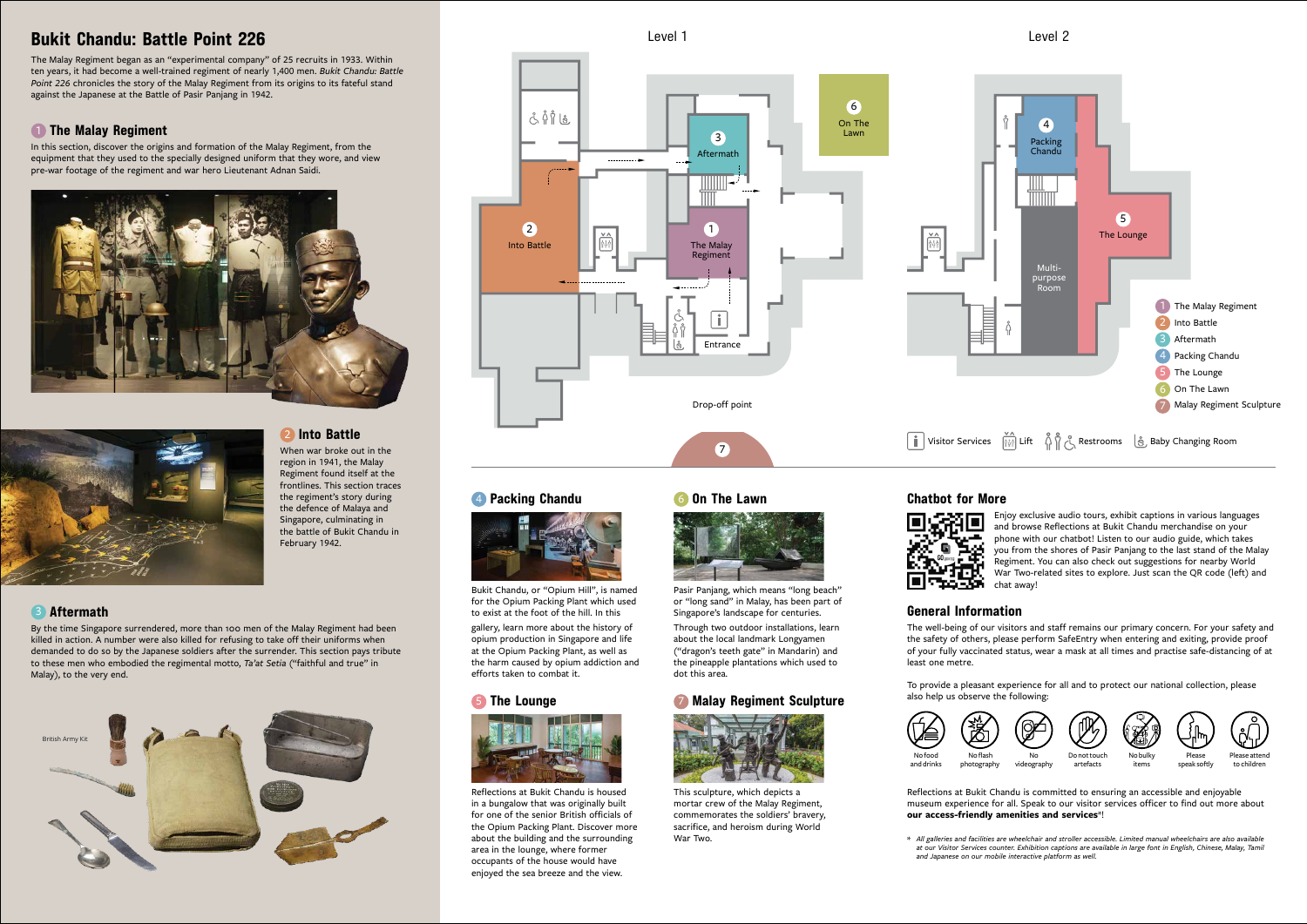# Bukit Chandu: Battle Point 226

The Malay Regiment began as an "experimental company" of 25 recruits in 1933. Within ten years, it had become a well-trained regiment of nearly 1,400 men. *Bukit Chandu: Battle Point 226* chronicles the story of the Malay Regiment from its origins to its fateful stand against the Japanese at the Battle of Pasir Panjang in 1942.

## 1 The Malay Regiment

In this section, discover the origins and formation of the Malay Regiment, from the equipment that they used to the specially designed uniform that they wore, and view pre-war footage of the regiment and war hero Lieutenant Adnan Saidi.

## 2 Into Battle

When war broke out in the region in 1941, the Malay Regiment found itself at the frontlines. This section traces the regiment's story during the defence of Malaya and Singapore, culminating in the battle of Bukit Chandu in February 1942.

## 3 Aftermath

By the time Singapore surrendered, more than 100 men of the Malay Regiment had been killed in action. A number were also killed for refusing to take off their uniforms when demanded to do so by the Japanese soldiers after the surrender. This section pays tribute to these men who embodied the regimental motto, *Ta'at Setia* ("faithful and true" in Malay), to the very end.

British Army Kit

Level 1

Level 2

Drop-off point

Entrance

1 The Malay Regiment
2 Into Battle
3 Aftermath
4 Packing Chandu
5 The Lounge
6 On The Lawn
7 Malay Regiment Sculpture

Multi-purpose Room

Visitor Services | Lift | Restrooms | Baby Changing Room

## 4 Packing Chandu

Bukit Chandu, or "Opium Hill", is named for the Opium Packing Plant which used to exist at the foot of the hill. In this gallery, learn more about the history of opium production in Singapore and life at the Opium Packing Plant, as well as the harm caused by opium addiction and efforts taken to combat it.

## 5 The Lounge

Reflections at Bukit Chandu is housed in a bungalow that was originally built for one of the senior British officials of the Opium Packing Plant. Discover more about the building and the surrounding area in the lounge, where former occupants of the house would have enjoyed the sea breeze and the view.

## 6 On The Lawn

Pasir Panjang, which means "long beach" or "long sand" in Malay, has been part of Singapore's landscape for centuries.

Through two outdoor installations, learn about the local landmark Longyamen ("dragon's teeth gate" in Mandarin) and the pineapple plantations which used to dot this area.

## 7 Malay Regiment Sculpture

This sculpture, which depicts a mortar crew of the Malay Regiment, commemorates the soldiers' bravery, sacrifice, and heroism during World War Two.

## Chatbot for More

Enjoy exclusive audio tours, exhibit captions in various languages and browse Reflections at Bukit Chandu merchandise on your phone with our chatbot! Listen to our audio guide, which takes you from the shores of Pasir Panjang to the last stand of the Malay Regiment. You can also check out suggestions for nearby World War Two-related sites to explore. Just scan the QR code (left) and chat away!

## General Information

The well-being of our visitors and staff remains our primary concern. For your safety and the safety of others, please perform SafeEntry when entering and exiting, provide proof of your fully vaccinated status, wear a mask at all times and practise safe-distancing of at least one metre.

To provide a pleasant experience for all and to protect our national collection, please also help us observe the following:

No food and drinks | No flash photography | No videography | Do not touch artefacts | No bulky items | Please speak softly | Please attend to children

Reflections at Bukit Chandu is committed to ensuring an accessible and enjoyable museum experience for all. Speak to our visitor services officer to find out more about **our access-friendly amenities and services***!

\* *All galleries and facilities are wheelchair and stroller accessible. Limited manual wheelchairs are also available at our Visitor Services counter. Exhibition captions are available in large font in English, Chinese, Malay, Tamil and Japanese on our mobile interactive platform as well.*